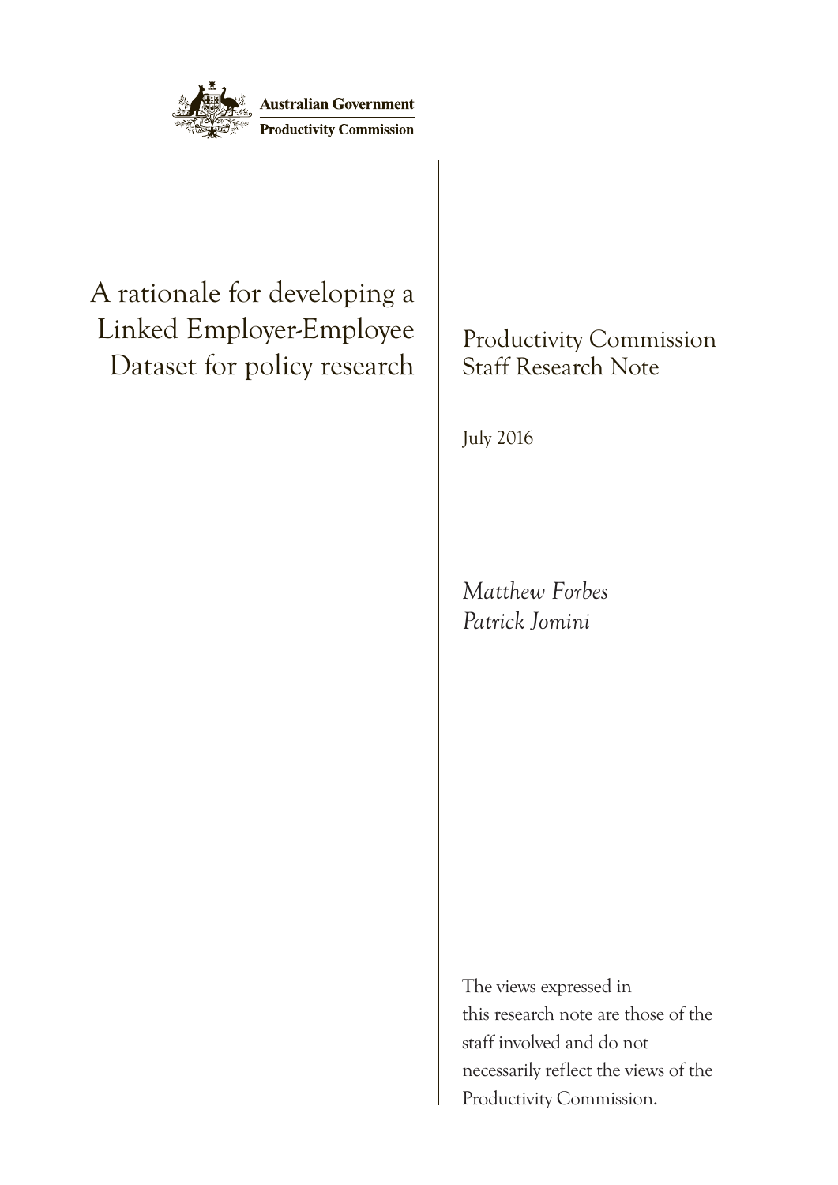Australian Government

Productivity Commission

# A rationale for developing a Linked Employer-Employee Dataset for policy research

Productivity Commission Staff Research Note

July 2016

*Matthew Forbes*
*Patrick Jomini*

The views expressed in this research note are those of the staff involved and do not necessarily reflect the views of the Productivity Commission.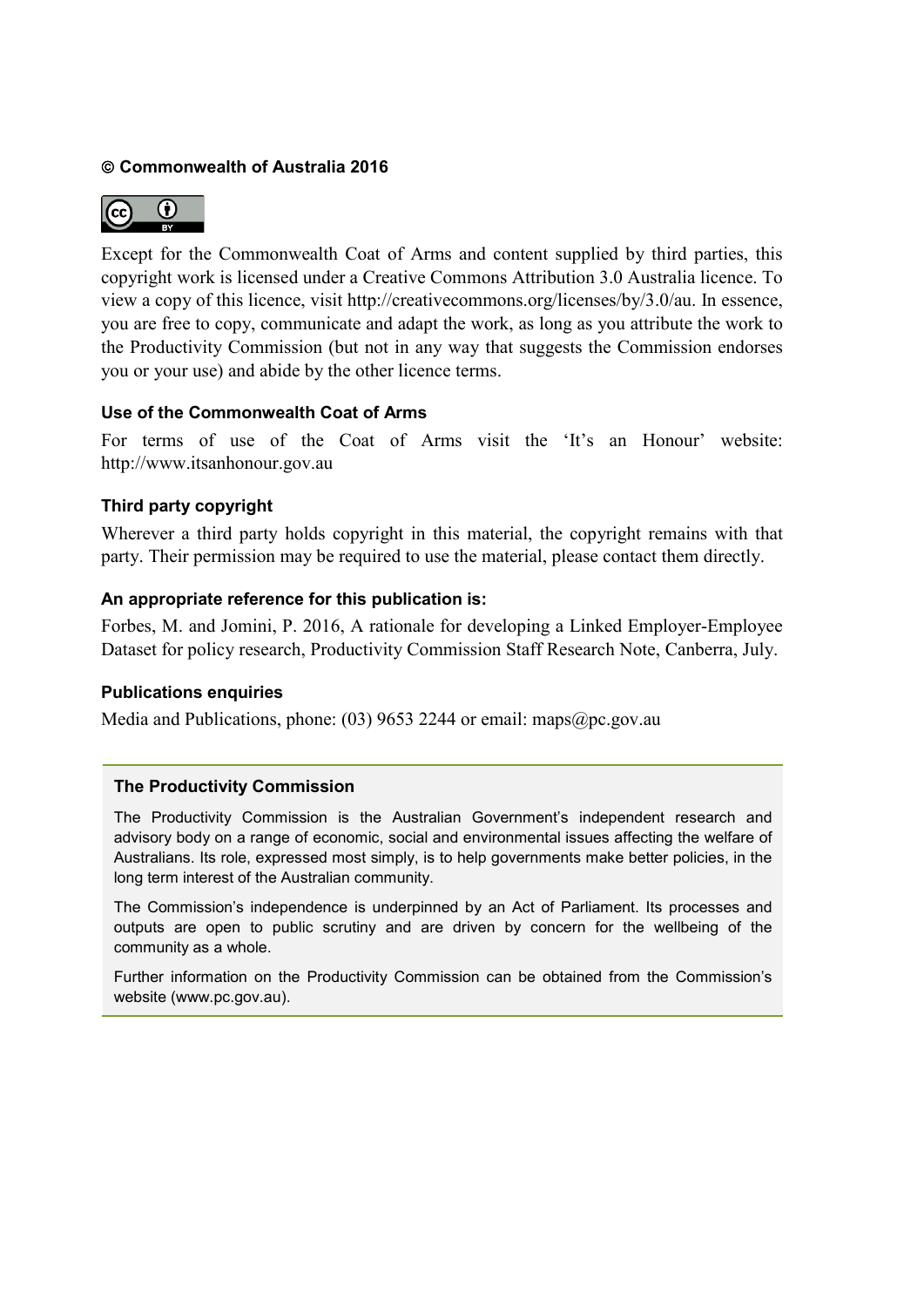**© Commonwealth of Australia 2016**

Except for the Commonwealth Coat of Arms and content supplied by third parties, this copyright work is licensed under a Creative Commons Attribution 3.0 Australia licence. To view a copy of this licence, visit http://creativecommons.org/licenses/by/3.0/au. In essence, you are free to copy, communicate and adapt the work, as long as you attribute the work to the Productivity Commission (but not in any way that suggests the Commission endorses you or your use) and abide by the other licence terms.

### Use of the Commonwealth Coat of Arms

For terms of use of the Coat of Arms visit the 'It's an Honour' website: http://www.itsanhonour.gov.au

### Third party copyright

Wherever a third party holds copyright in this material, the copyright remains with that party. Their permission may be required to use the material, please contact them directly.

### An appropriate reference for this publication is:

Forbes, M. and Jomini, P. 2016, A rationale for developing a Linked Employer-Employee Dataset for policy research, Productivity Commission Staff Research Note, Canberra, July.

### Publications enquiries

Media and Publications, phone: (03) 9653 2244 or email: maps@pc.gov.au

### The Productivity Commission

The Productivity Commission is the Australian Government's independent research and advisory body on a range of economic, social and environmental issues affecting the welfare of Australians. Its role, expressed most simply, is to help governments make better policies, in the long term interest of the Australian community.

The Commission's independence is underpinned by an Act of Parliament. Its processes and outputs are open to public scrutiny and are driven by concern for the wellbeing of the community as a whole.

Further information on the Productivity Commission can be obtained from the Commission's website (www.pc.gov.au).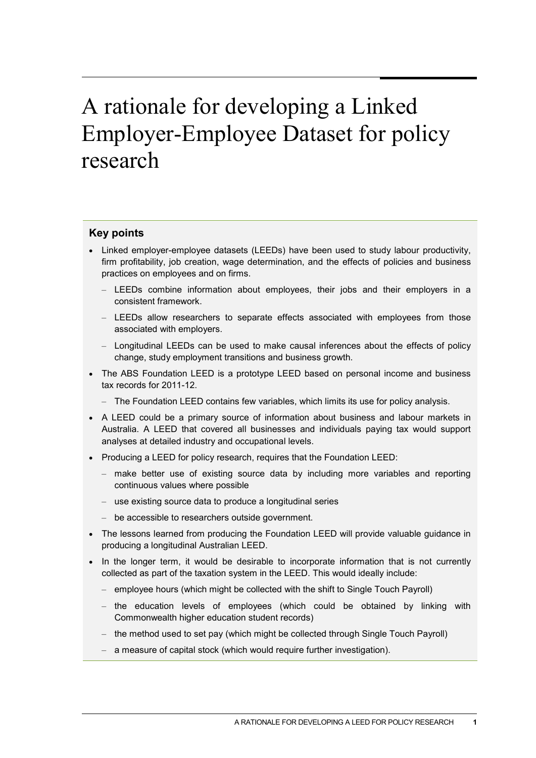# A rationale for developing a Linked Employer-Employee Dataset for policy research

## Key points

- Linked employer-employee datasets (LEEDs) have been used to study labour productivity, firm profitability, job creation, wage determination, and the effects of policies and business practices on employees and on firms.
  - LEEDs combine information about employees, their jobs and their employers in a consistent framework.
  - LEEDs allow researchers to separate effects associated with employees from those associated with employers.
  - Longitudinal LEEDs can be used to make causal inferences about the effects of policy change, study employment transitions and business growth.
- The ABS Foundation LEED is a prototype LEED based on personal income and business tax records for 2011-12.
  - The Foundation LEED contains few variables, which limits its use for policy analysis.
- A LEED could be a primary source of information about business and labour markets in Australia. A LEED that covered all businesses and individuals paying tax would support analyses at detailed industry and occupational levels.
- Producing a LEED for policy research, requires that the Foundation LEED:
  - make better use of existing source data by including more variables and reporting continuous values where possible
  - use existing source data to produce a longitudinal series
  - be accessible to researchers outside government.
- The lessons learned from producing the Foundation LEED will provide valuable guidance in producing a longitudinal Australian LEED.
- In the longer term, it would be desirable to incorporate information that is not currently collected as part of the taxation system in the LEED. This would ideally include:
  - employee hours (which might be collected with the shift to Single Touch Payroll)
  - the education levels of employees (which could be obtained by linking with Commonwealth higher education student records)
  - the method used to set pay (which might be collected through Single Touch Payroll)
  - a measure of capital stock (which would require further investigation).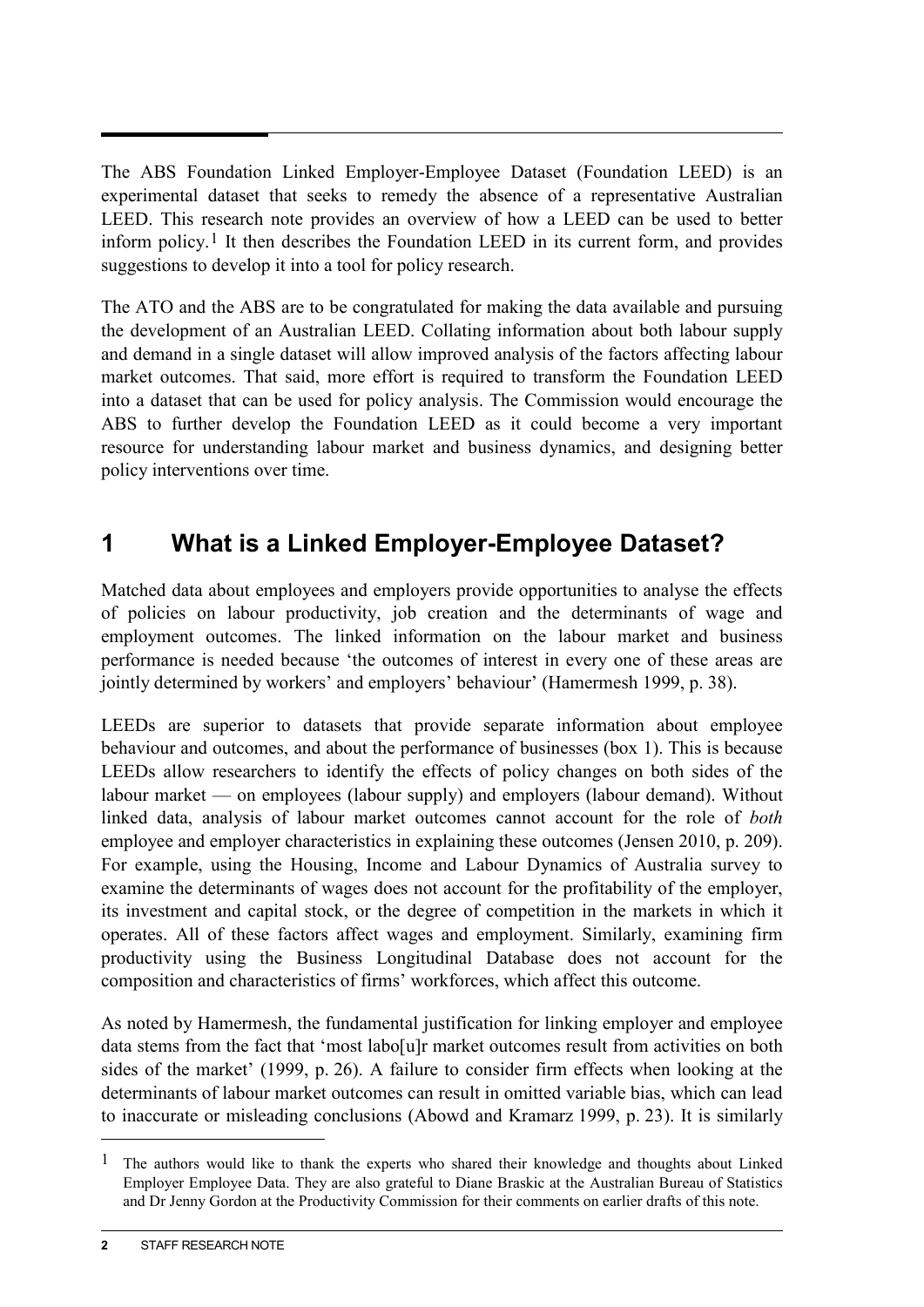The ABS Foundation Linked Employer-Employee Dataset (Foundation LEED) is an experimental dataset that seeks to remedy the absence of a representative Australian LEED. This research note provides an overview of how a LEED can be used to better inform policy.[1] It then describes the Foundation LEED in its current form, and provides suggestions to develop it into a tool for policy research.

The ATO and the ABS are to be congratulated for making the data available and pursuing the development of an Australian LEED. Collating information about both labour supply and demand in a single dataset will allow improved analysis of the factors affecting labour market outcomes. That said, more effort is required to transform the Foundation LEED into a dataset that can be used for policy analysis. The Commission would encourage the ABS to further develop the Foundation LEED as it could become a very important resource for understanding labour market and business dynamics, and designing better policy interventions over time.

## 1 What is a Linked Employer-Employee Dataset?

Matched data about employees and employers provide opportunities to analyse the effects of policies on labour productivity, job creation and the determinants of wage and employment outcomes. The linked information on the labour market and business performance is needed because 'the outcomes of interest in every one of these areas are jointly determined by workers' and employers' behaviour' (Hamermesh 1999, p. 38).

LEEDs are superior to datasets that provide separate information about employee behaviour and outcomes, and about the performance of businesses (box 1). This is because LEEDs allow researchers to identify the effects of policy changes on both sides of the labour market — on employees (labour supply) and employers (labour demand). Without linked data, analysis of labour market outcomes cannot account for the role of *both* employee and employer characteristics in explaining these outcomes (Jensen 2010, p. 209). For example, using the Housing, Income and Labour Dynamics of Australia survey to examine the determinants of wages does not account for the profitability of the employer, its investment and capital stock, or the degree of competition in the markets in which it operates. All of these factors affect wages and employment. Similarly, examining firm productivity using the Business Longitudinal Database does not account for the composition and characteristics of firms' workforces, which affect this outcome.

As noted by Hamermesh, the fundamental justification for linking employer and employee data stems from the fact that 'most labo[u]r market outcomes result from activities on both sides of the market' (1999, p. 26). A failure to consider firm effects when looking at the determinants of labour market outcomes can result in omitted variable bias, which can lead to inaccurate or misleading conclusions (Abowd and Kramarz 1999, p. 23). It is similarly

---

[1] The authors would like to thank the experts who shared their knowledge and thoughts about Linked Employer Employee Data. They are also grateful to Diane Braskic at the Australian Bureau of Statistics and Dr Jenny Gordon at the Productivity Commission for their comments on earlier drafts of this note.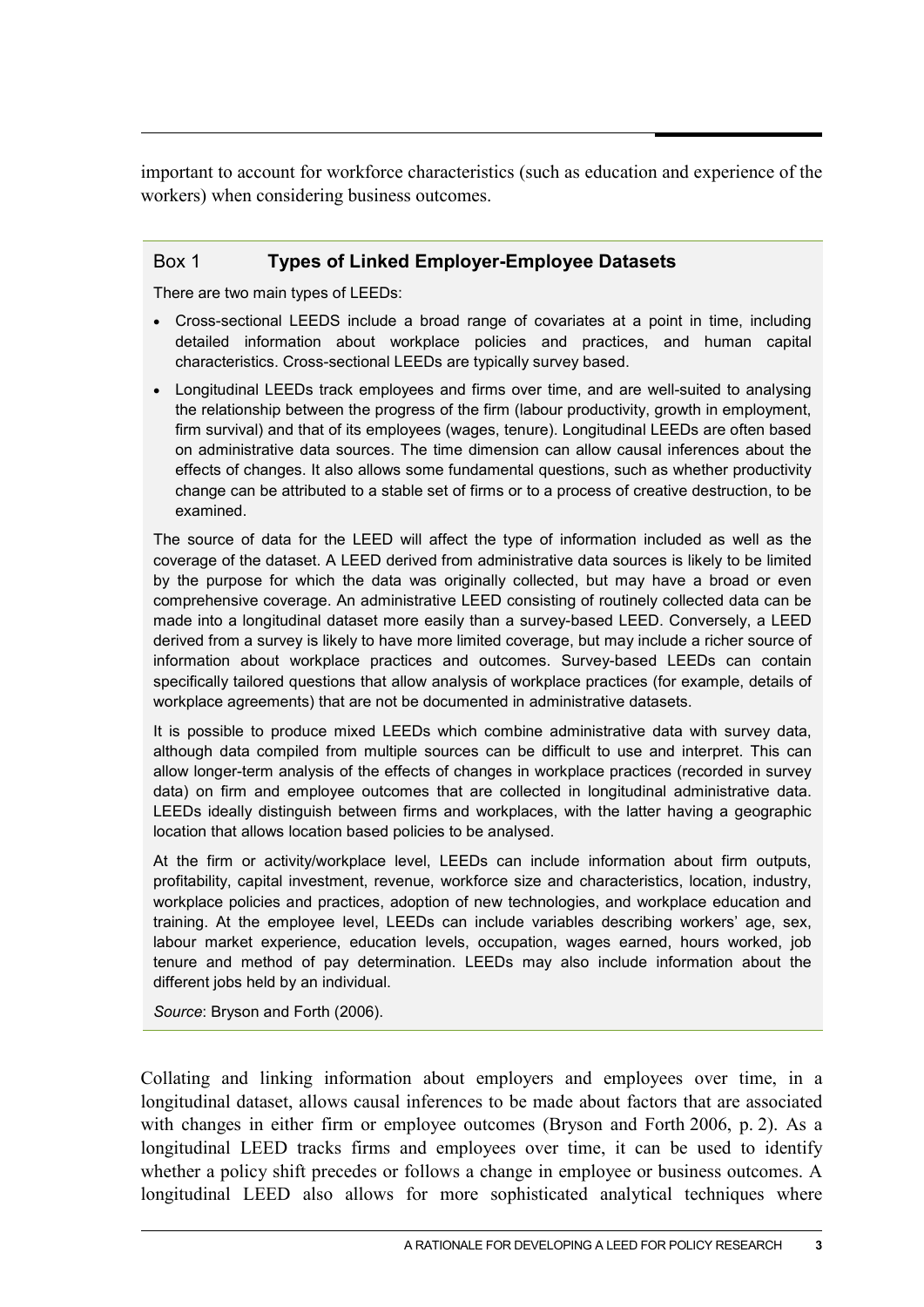important to account for workforce characteristics (such as education and experience of the workers) when considering business outcomes.

### Box 1 **Types of Linked Employer-Employee Datasets**

There are two main types of LEEDs:

- Cross-sectional LEEDS include a broad range of covariates at a point in time, including detailed information about workplace policies and practices, and human capital characteristics. Cross-sectional LEEDs are typically survey based.
- Longitudinal LEEDs track employees and firms over time, and are well-suited to analysing the relationship between the progress of the firm (labour productivity, growth in employment, firm survival) and that of its employees (wages, tenure). Longitudinal LEEDs are often based on administrative data sources. The time dimension can allow causal inferences about the effects of changes. It also allows some fundamental questions, such as whether productivity change can be attributed to a stable set of firms or to a process of creative destruction, to be examined.

The source of data for the LEED will affect the type of information included as well as the coverage of the dataset. A LEED derived from administrative data sources is likely to be limited by the purpose for which the data was originally collected, but may have a broad or even comprehensive coverage. An administrative LEED consisting of routinely collected data can be made into a longitudinal dataset more easily than a survey-based LEED. Conversely, a LEED derived from a survey is likely to have more limited coverage, but may include a richer source of information about workplace practices and outcomes. Survey-based LEEDs can contain specifically tailored questions that allow analysis of workplace practices (for example, details of workplace agreements) that are not be documented in administrative datasets.

It is possible to produce mixed LEEDs which combine administrative data with survey data, although data compiled from multiple sources can be difficult to use and interpret. This can allow longer-term analysis of the effects of changes in workplace practices (recorded in survey data) on firm and employee outcomes that are collected in longitudinal administrative data. LEEDs ideally distinguish between firms and workplaces, with the latter having a geographic location that allows location based policies to be analysed.

At the firm or activity/workplace level, LEEDs can include information about firm outputs, profitability, capital investment, revenue, workforce size and characteristics, location, industry, workplace policies and practices, adoption of new technologies, and workplace education and training. At the employee level, LEEDs can include variables describing workers' age, sex, labour market experience, education levels, occupation, wages earned, hours worked, job tenure and method of pay determination. LEEDs may also include information about the different jobs held by an individual.

*Source*: Bryson and Forth (2006).

Collating and linking information about employers and employees over time, in a longitudinal dataset, allows causal inferences to be made about factors that are associated with changes in either firm or employee outcomes (Bryson and Forth 2006, p. 2). As a longitudinal LEED tracks firms and employees over time, it can be used to identify whether a policy shift precedes or follows a change in employee or business outcomes. A longitudinal LEED also allows for more sophisticated analytical techniques where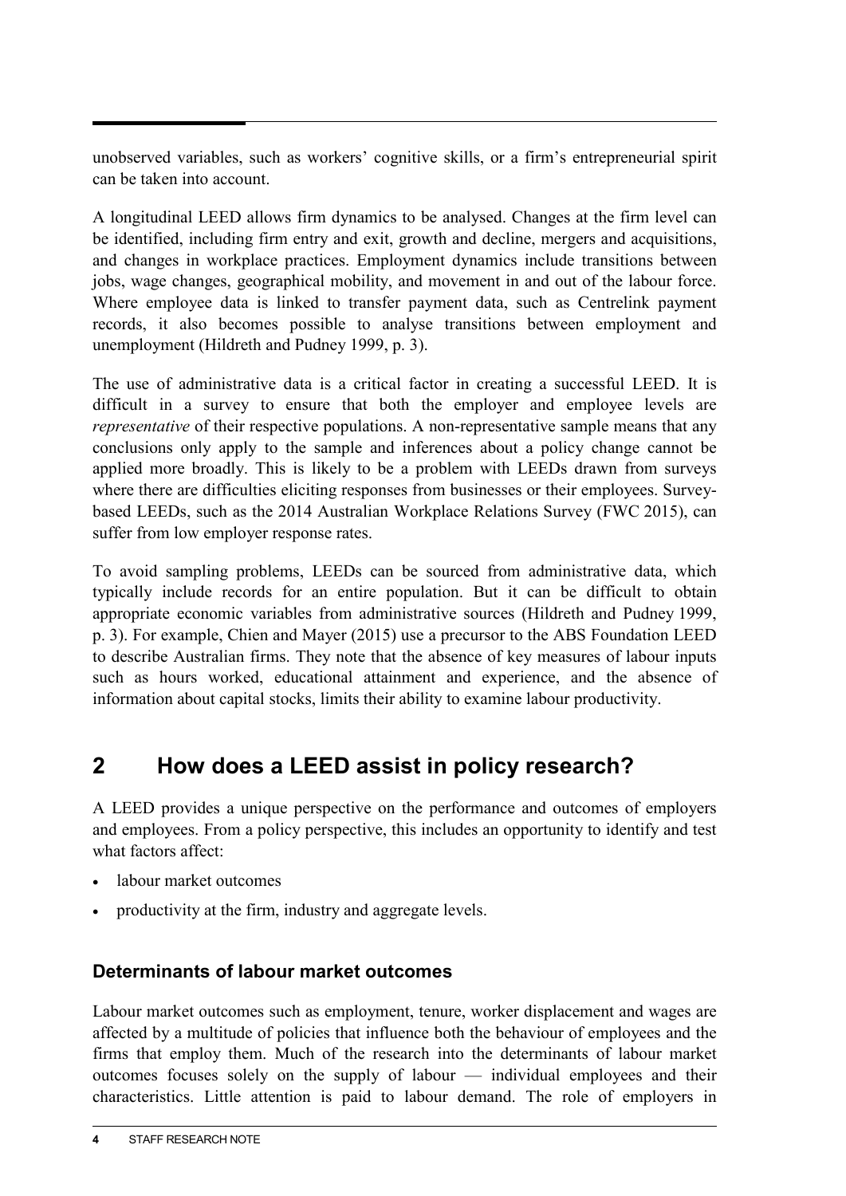unobserved variables, such as workers' cognitive skills, or a firm's entrepreneurial spirit can be taken into account.

A longitudinal LEED allows firm dynamics to be analysed. Changes at the firm level can be identified, including firm entry and exit, growth and decline, mergers and acquisitions, and changes in workplace practices. Employment dynamics include transitions between jobs, wage changes, geographical mobility, and movement in and out of the labour force. Where employee data is linked to transfer payment data, such as Centrelink payment records, it also becomes possible to analyse transitions between employment and unemployment (Hildreth and Pudney 1999, p. 3).

The use of administrative data is a critical factor in creating a successful LEED. It is difficult in a survey to ensure that both the employer and employee levels are *representative* of their respective populations. A non-representative sample means that any conclusions only apply to the sample and inferences about a policy change cannot be applied more broadly. This is likely to be a problem with LEEDs drawn from surveys where there are difficulties eliciting responses from businesses or their employees. Survey-based LEEDs, such as the 2014 Australian Workplace Relations Survey (FWC 2015), can suffer from low employer response rates.

To avoid sampling problems, LEEDs can be sourced from administrative data, which typically include records for an entire population. But it can be difficult to obtain appropriate economic variables from administrative sources (Hildreth and Pudney 1999, p. 3). For example, Chien and Mayer (2015) use a precursor to the ABS Foundation LEED to describe Australian firms. They note that the absence of key measures of labour inputs such as hours worked, educational attainment and experience, and the absence of information about capital stocks, limits their ability to examine labour productivity.

## 2 How does a LEED assist in policy research?

A LEED provides a unique perspective on the performance and outcomes of employers and employees. From a policy perspective, this includes an opportunity to identify and test what factors affect:

- labour market outcomes
- productivity at the firm, industry and aggregate levels.

### Determinants of labour market outcomes

Labour market outcomes such as employment, tenure, worker displacement and wages are affected by a multitude of policies that influence both the behaviour of employees and the firms that employ them. Much of the research into the determinants of labour market outcomes focuses solely on the supply of labour — individual employees and their characteristics. Little attention is paid to labour demand. The role of employers in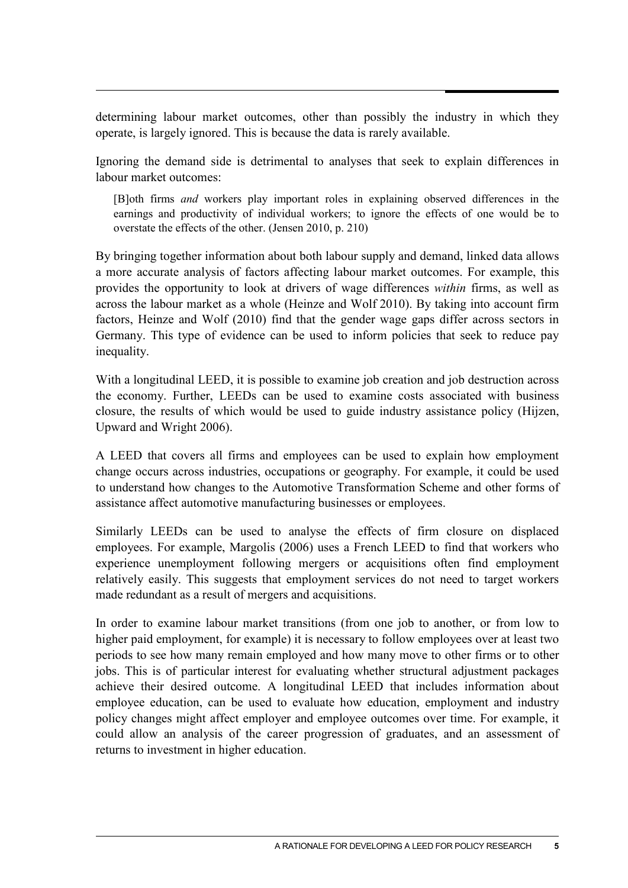determining labour market outcomes, other than possibly the industry in which they operate, is largely ignored. This is because the data is rarely available.

Ignoring the demand side is detrimental to analyses that seek to explain differences in labour market outcomes:

> [B]oth firms *and* workers play important roles in explaining observed differences in the earnings and productivity of individual workers; to ignore the effects of one would be to overstate the effects of the other. (Jensen 2010, p. 210)

By bringing together information about both labour supply and demand, linked data allows a more accurate analysis of factors affecting labour market outcomes. For example, this provides the opportunity to look at drivers of wage differences *within* firms, as well as across the labour market as a whole (Heinze and Wolf 2010). By taking into account firm factors, Heinze and Wolf (2010) find that the gender wage gaps differ across sectors in Germany. This type of evidence can be used to inform policies that seek to reduce pay inequality.

With a longitudinal LEED, it is possible to examine job creation and job destruction across the economy. Further, LEEDs can be used to examine costs associated with business closure, the results of which would be used to guide industry assistance policy (Hijzen, Upward and Wright 2006).

A LEED that covers all firms and employees can be used to explain how employment change occurs across industries, occupations or geography. For example, it could be used to understand how changes to the Automotive Transformation Scheme and other forms of assistance affect automotive manufacturing businesses or employees.

Similarly LEEDs can be used to analyse the effects of firm closure on displaced employees. For example, Margolis (2006) uses a French LEED to find that workers who experience unemployment following mergers or acquisitions often find employment relatively easily. This suggests that employment services do not need to target workers made redundant as a result of mergers and acquisitions.

In order to examine labour market transitions (from one job to another, or from low to higher paid employment, for example) it is necessary to follow employees over at least two periods to see how many remain employed and how many move to other firms or to other jobs. This is of particular interest for evaluating whether structural adjustment packages achieve their desired outcome. A longitudinal LEED that includes information about employee education, can be used to evaluate how education, employment and industry policy changes might affect employer and employee outcomes over time. For example, it could allow an analysis of the career progression of graduates, and an assessment of returns to investment in higher education.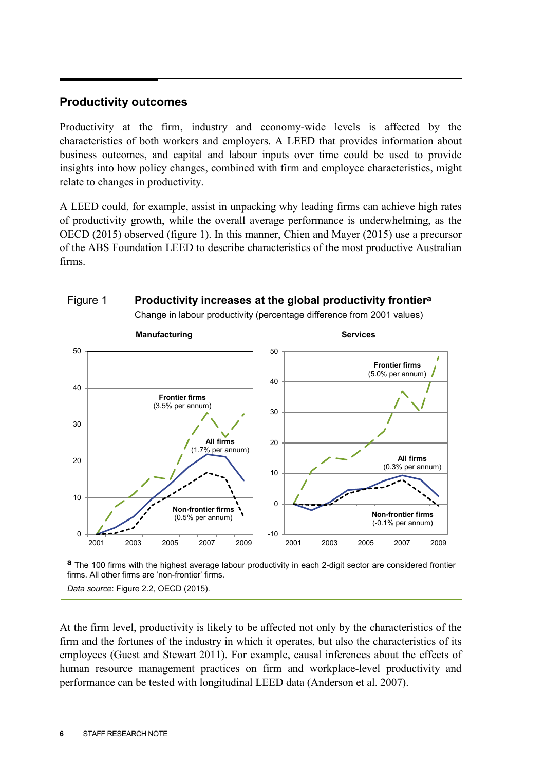## Productivity outcomes

Productivity at the firm, industry and economy-wide levels is affected by the characteristics of both workers and employers. A LEED that provides information about business outcomes, and capital and labour inputs over time could be used to provide insights into how policy changes, combined with firm and employee characteristics, might relate to changes in productivity.

A LEED could, for example, assist in unpacking why leading firms can achieve high rates of productivity growth, while the overall average performance is underwhelming, as the OECD (2015) observed (figure 1). In this manner, Chien and Mayer (2015) use a precursor of the ABS Foundation LEED to describe characteristics of the most productive Australian firms.

Figure 1 **Productivity increases at the global productivity frontier[a]**
Change in labour productivity (percentage difference from 2001 values)

**Manufacturing** — Frontier firms (3.5% per annum); All firms (1.7% per annum); Non-frontier firms (0.5% per annum)

**Services** — Frontier firms (5.0% per annum); All firms (0.3% per annum); Non-frontier firms (-0.1% per annum)

[a] The 100 firms with the highest average labour productivity in each 2-digit sector are considered frontier firms. All other firms are 'non-frontier' firms.

*Data source*: Figure 2.2, OECD (2015).

At the firm level, productivity is likely to be affected not only by the characteristics of the firm and the fortunes of the industry in which it operates, but also the characteristics of its employees (Guest and Stewart 2011). For example, causal inferences about the effects of human resource management practices on firm and workplace-level productivity and performance can be tested with longitudinal LEED data (Anderson et al. 2007).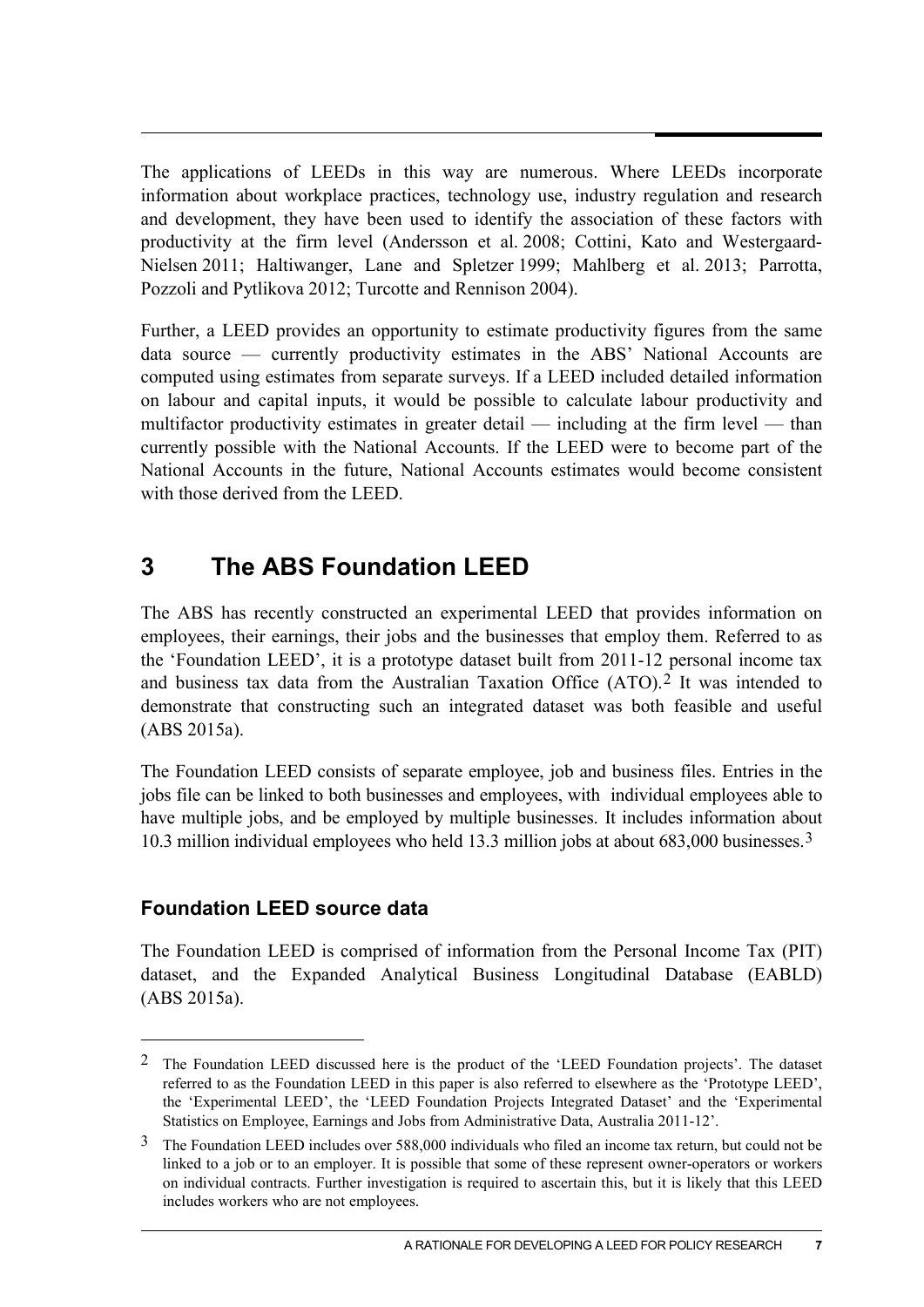The applications of LEEDs in this way are numerous. Where LEEDs incorporate information about workplace practices, technology use, industry regulation and research and development, they have been used to identify the association of these factors with productivity at the firm level (Andersson et al. 2008; Cottini, Kato and Westergaard-Nielsen 2011; Haltiwanger, Lane and Spletzer 1999; Mahlberg et al. 2013; Parrotta, Pozzoli and Pytlikova 2012; Turcotte and Rennison 2004).

Further, a LEED provides an opportunity to estimate productivity figures from the same data source — currently productivity estimates in the ABS' National Accounts are computed using estimates from separate surveys. If a LEED included detailed information on labour and capital inputs, it would be possible to calculate labour productivity and multifactor productivity estimates in greater detail — including at the firm level — than currently possible with the National Accounts. If the LEED were to become part of the National Accounts in the future, National Accounts estimates would become consistent with those derived from the LEED.

# 3 The ABS Foundation LEED

The ABS has recently constructed an experimental LEED that provides information on employees, their earnings, their jobs and the businesses that employ them. Referred to as the 'Foundation LEED', it is a prototype dataset built from 2011-12 personal income tax and business tax data from the Australian Taxation Office (ATO).[2] It was intended to demonstrate that constructing such an integrated dataset was both feasible and useful (ABS 2015a).

The Foundation LEED consists of separate employee, job and business files. Entries in the jobs file can be linked to both businesses and employees, with individual employees able to have multiple jobs, and be employed by multiple businesses. It includes information about 10.3 million individual employees who held 13.3 million jobs at about 683,000 businesses.[3]

## Foundation LEED source data

The Foundation LEED is comprised of information from the Personal Income Tax (PIT) dataset, and the Expanded Analytical Business Longitudinal Database (EABLD) (ABS 2015a).

---

[2] The Foundation LEED discussed here is the product of the 'LEED Foundation projects'. The dataset referred to as the Foundation LEED in this paper is also referred to elsewhere as the 'Prototype LEED', the 'Experimental LEED', the 'LEED Foundation Projects Integrated Dataset' and the 'Experimental Statistics on Employee, Earnings and Jobs from Administrative Data, Australia 2011-12'.

[3] The Foundation LEED includes over 588,000 individuals who filed an income tax return, but could not be linked to a job or to an employer. It is possible that some of these represent owner-operators or workers on individual contracts. Further investigation is required to ascertain this, but it is likely that this LEED includes workers who are not employees.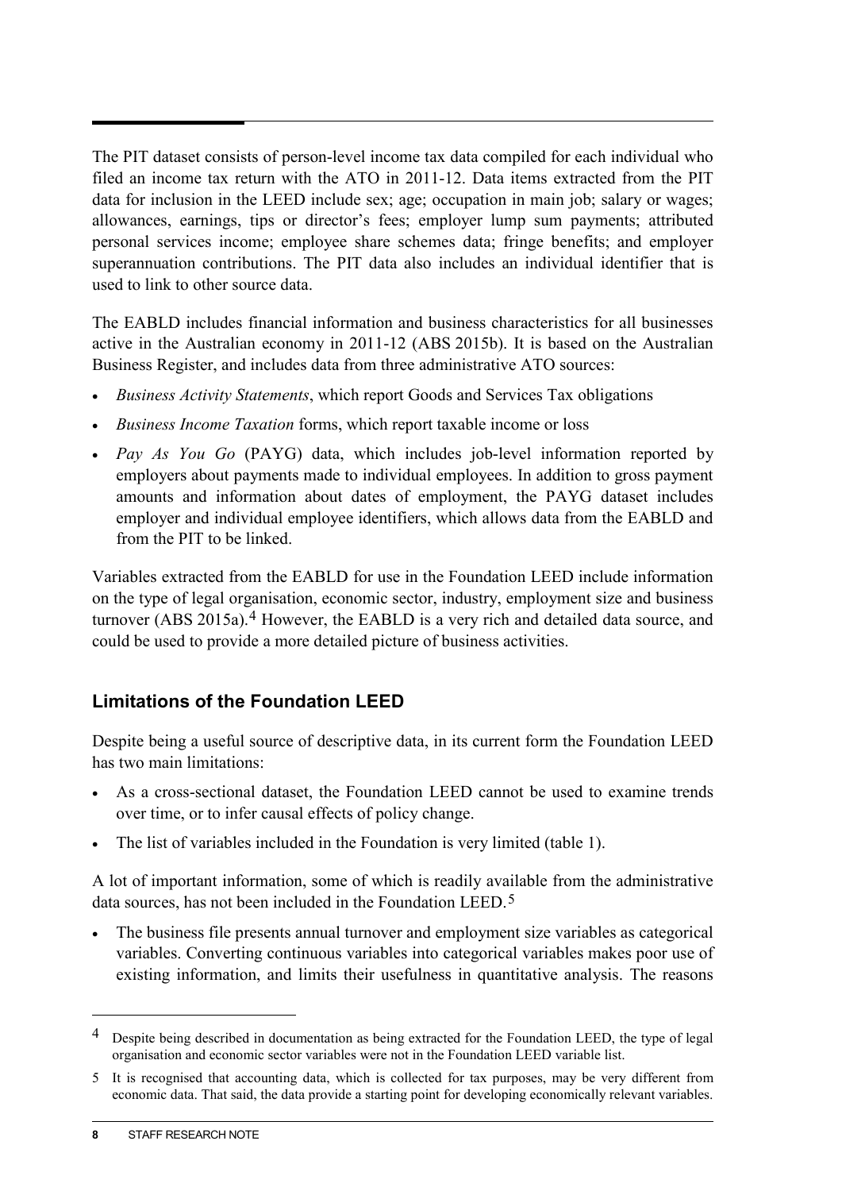The PIT dataset consists of person-level income tax data compiled for each individual who filed an income tax return with the ATO in 2011-12. Data items extracted from the PIT data for inclusion in the LEED include sex; age; occupation in main job; salary or wages; allowances, earnings, tips or director's fees; employer lump sum payments; attributed personal services income; employee share schemes data; fringe benefits; and employer superannuation contributions. The PIT data also includes an individual identifier that is used to link to other source data.

The EABLD includes financial information and business characteristics for all businesses active in the Australian economy in 2011-12 (ABS 2015b). It is based on the Australian Business Register, and includes data from three administrative ATO sources:

- *Business Activity Statements*, which report Goods and Services Tax obligations
- *Business Income Taxation* forms, which report taxable income or loss
- *Pay As You Go* (PAYG) data, which includes job-level information reported by employers about payments made to individual employees. In addition to gross payment amounts and information about dates of employment, the PAYG dataset includes employer and individual employee identifiers, which allows data from the EABLD and from the PIT to be linked.

Variables extracted from the EABLD for use in the Foundation LEED include information on the type of legal organisation, economic sector, industry, employment size and business turnover (ABS 2015a).[4] However, the EABLD is a very rich and detailed data source, and could be used to provide a more detailed picture of business activities.

## Limitations of the Foundation LEED

Despite being a useful source of descriptive data, in its current form the Foundation LEED has two main limitations:

- As a cross-sectional dataset, the Foundation LEED cannot be used to examine trends over time, or to infer causal effects of policy change.
- The list of variables included in the Foundation is very limited (table 1).

A lot of important information, some of which is readily available from the administrative data sources, has not been included in the Foundation LEED.[5]

- The business file presents annual turnover and employment size variables as categorical variables. Converting continuous variables into categorical variables makes poor use of existing information, and limits their usefulness in quantitative analysis. The reasons

---

[4] Despite being described in documentation as being extracted for the Foundation LEED, the type of legal organisation and economic sector variables were not in the Foundation LEED variable list.

[5] It is recognised that accounting data, which is collected for tax purposes, may be very different from economic data. That said, the data provide a starting point for developing economically relevant variables.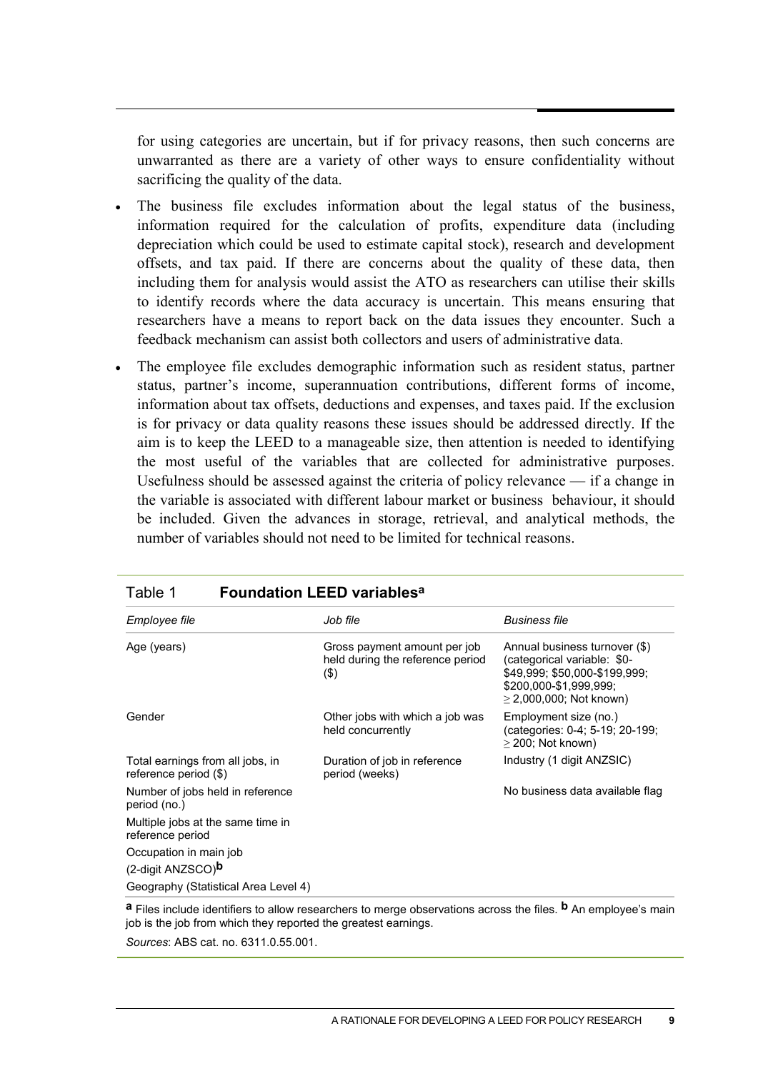for using categories are uncertain, but if for privacy reasons, then such concerns are unwarranted as there are a variety of other ways to ensure confidentiality without sacrificing the quality of the data.

- The business file excludes information about the legal status of the business, information required for the calculation of profits, expenditure data (including depreciation which could be used to estimate capital stock), research and development offsets, and tax paid. If there are concerns about the quality of these data, then including them for analysis would assist the ATO as researchers can utilise their skills to identify records where the data accuracy is uncertain. This means ensuring that researchers have a means to report back on the data issues they encounter. Such a feedback mechanism can assist both collectors and users of administrative data.
- The employee file excludes demographic information such as resident status, partner status, partner's income, superannuation contributions, different forms of income, information about tax offsets, deductions and expenses, and taxes paid. If the exclusion is for privacy or data quality reasons these issues should be addressed directly. If the aim is to keep the LEED to a manageable size, then attention is needed to identifying the most useful of the variables that are collected for administrative purposes. Usefulness should be assessed against the criteria of policy relevance — if a change in the variable is associated with different labour market or business behaviour, it should be included. Given the advances in storage, retrieval, and analytical methods, the number of variables should not need to be limited for technical reasons.

Table 1 **Foundation LEED variables**[a]

| *Employee file* | *Job file* | *Business file* |
|---|---|---|
| Age (years) | Gross payment amount per job held during the reference period ($) | Annual business turnover ($) (categorical variable: $0-$49,999; $50,000-$199,999; $200,000-$1,999,999; ≥ 2,000,000; Not known) |
| Gender | Other jobs with which a job was held concurrently | Employment size (no.) (categories: 0-4; 5-19; 20-199; ≥ 200; Not known) |
| Total earnings from all jobs, in reference period ($) | Duration of job in reference period (weeks) | Industry (1 digit ANZSIC) |
| Number of jobs held in reference period (no.) | | No business data available flag |
| Multiple jobs at the same time in reference period | | |
| Occupation in main job (2-digit ANZSCO)[b] | | |
| Geography (Statistical Area Level 4) | | |

[a] Files include identifiers to allow researchers to merge observations across the files. [b] An employee's main job is the job from which they reported the greatest earnings.

*Sources*: ABS cat. no. 6311.0.55.001.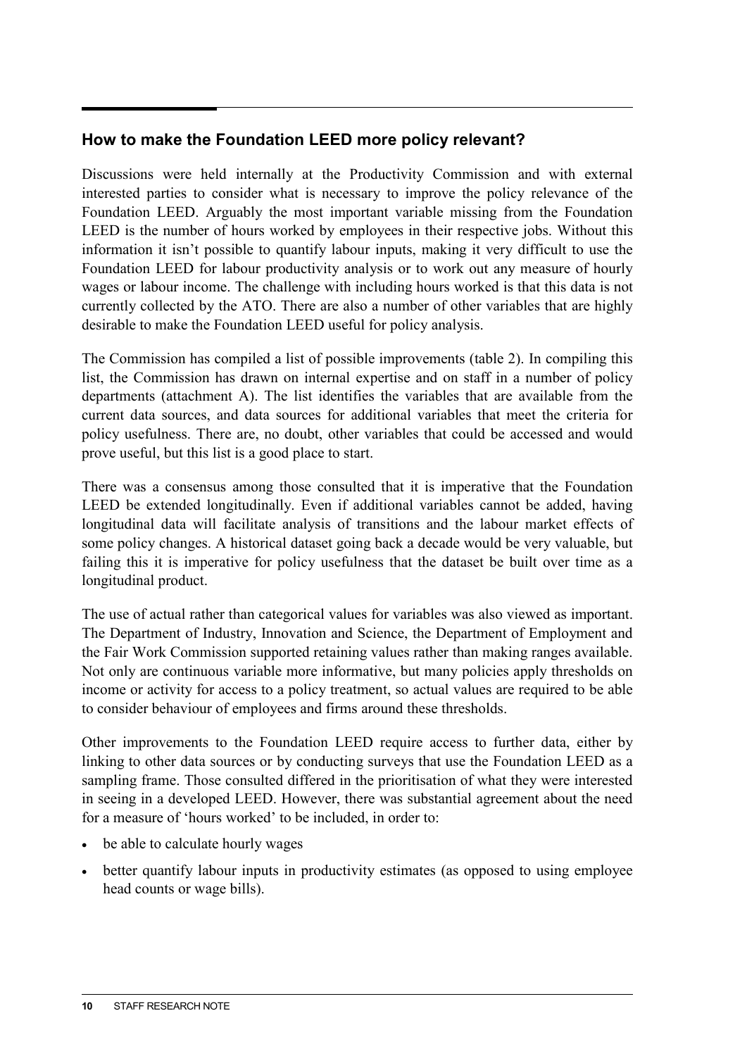## How to make the Foundation LEED more policy relevant?

Discussions were held internally at the Productivity Commission and with external interested parties to consider what is necessary to improve the policy relevance of the Foundation LEED. Arguably the most important variable missing from the Foundation LEED is the number of hours worked by employees in their respective jobs. Without this information it isn't possible to quantify labour inputs, making it very difficult to use the Foundation LEED for labour productivity analysis or to work out any measure of hourly wages or labour income. The challenge with including hours worked is that this data is not currently collected by the ATO. There are also a number of other variables that are highly desirable to make the Foundation LEED useful for policy analysis.

The Commission has compiled a list of possible improvements (table 2). In compiling this list, the Commission has drawn on internal expertise and on staff in a number of policy departments (attachment A). The list identifies the variables that are available from the current data sources, and data sources for additional variables that meet the criteria for policy usefulness. There are, no doubt, other variables that could be accessed and would prove useful, but this list is a good place to start.

There was a consensus among those consulted that it is imperative that the Foundation LEED be extended longitudinally. Even if additional variables cannot be added, having longitudinal data will facilitate analysis of transitions and the labour market effects of some policy changes. A historical dataset going back a decade would be very valuable, but failing this it is imperative for policy usefulness that the dataset be built over time as a longitudinal product.

The use of actual rather than categorical values for variables was also viewed as important. The Department of Industry, Innovation and Science, the Department of Employment and the Fair Work Commission supported retaining values rather than making ranges available. Not only are continuous variable more informative, but many policies apply thresholds on income or activity for access to a policy treatment, so actual values are required to be able to consider behaviour of employees and firms around these thresholds.

Other improvements to the Foundation LEED require access to further data, either by linking to other data sources or by conducting surveys that use the Foundation LEED as a sampling frame. Those consulted differed in the prioritisation of what they were interested in seeing in a developed LEED. However, there was substantial agreement about the need for a measure of 'hours worked' to be included, in order to:

- be able to calculate hourly wages
- better quantify labour inputs in productivity estimates (as opposed to using employee head counts or wage bills).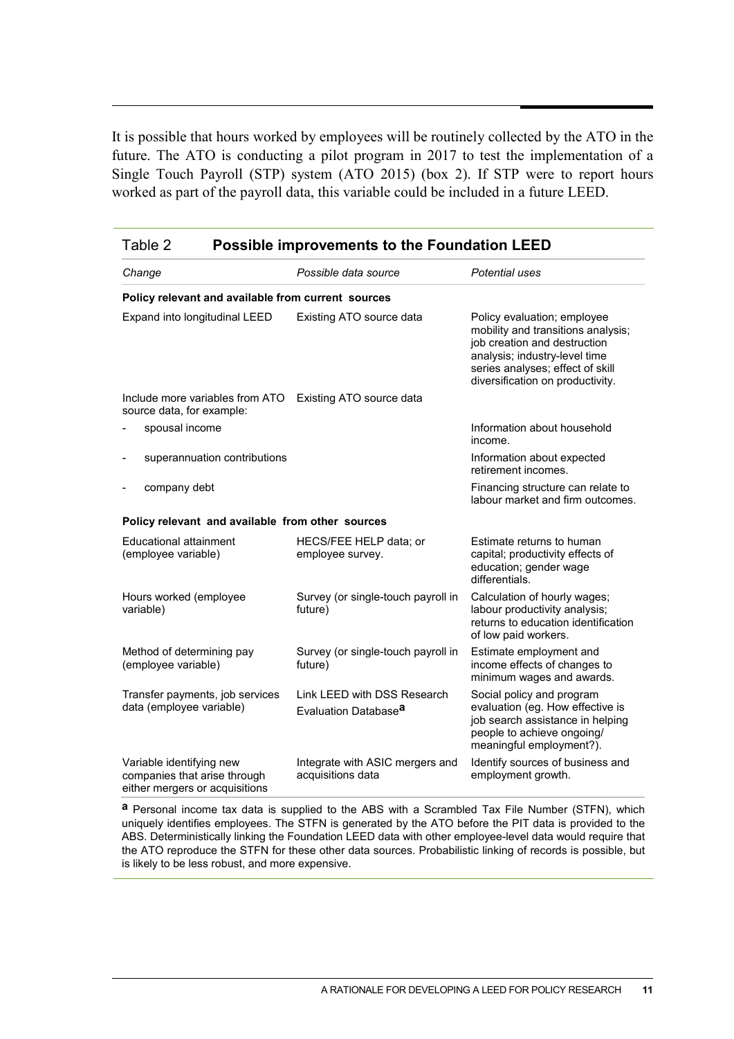It is possible that hours worked by employees will be routinely collected by the ATO in the future. The ATO is conducting a pilot program in 2017 to test the implementation of a Single Touch Payroll (STP) system (ATO 2015) (box 2). If STP were to report hours worked as part of the payroll data, this variable could be included in a future LEED.

**Table 2 Possible improvements to the Foundation LEED**

| *Change* | *Possible data source* | *Potential uses* |
|---|---|---|
| **Policy relevant and available from current sources** | | |
| Expand into longitudinal LEED | Existing ATO source data | Policy evaluation; employee mobility and transitions analysis; job creation and destruction analysis; industry-level time series analyses; effect of skill diversification on productivity. |
| Include more variables from ATO source data, for example: | Existing ATO source data | |
| - spousal income | | Information about household income. |
| - superannuation contributions | | Information about expected retirement incomes. |
| - company debt | | Financing structure can relate to labour market and firm outcomes. |
| **Policy relevant and available from other sources** | | |
| Educational attainment (employee variable) | HECS/FEE HELP data; or employee survey. | Estimate returns to human capital; productivity effects of education; gender wage differentials. |
| Hours worked (employee variable) | Survey (or single-touch payroll in future) | Calculation of hourly wages; labour productivity analysis; returns to education identification of low paid workers. |
| Method of determining pay (employee variable) | Survey (or single-touch payroll in future) | Estimate employment and income effects of changes to minimum wages and awards. |
| Transfer payments, job services data (employee variable) | Link LEED with DSS Research Evaluation Database[a] | Social policy and program evaluation (eg. How effective is job search assistance in helping people to achieve ongoing/ meaningful employment?). |
| Variable identifying new companies that arise through either mergers or acquisitions | Integrate with ASIC mergers and acquisitions data | Identify sources of business and employment growth. |

[a] Personal income tax data is supplied to the ABS with a Scrambled Tax File Number (STFN), which uniquely identifies employees. The STFN is generated by the ATO before the PIT data is provided to the ABS. Deterministically linking the Foundation LEED data with other employee-level data would require that the ATO reproduce the STFN for these other data sources. Probabilistic linking of records is possible, but is likely to be less robust, and more expensive.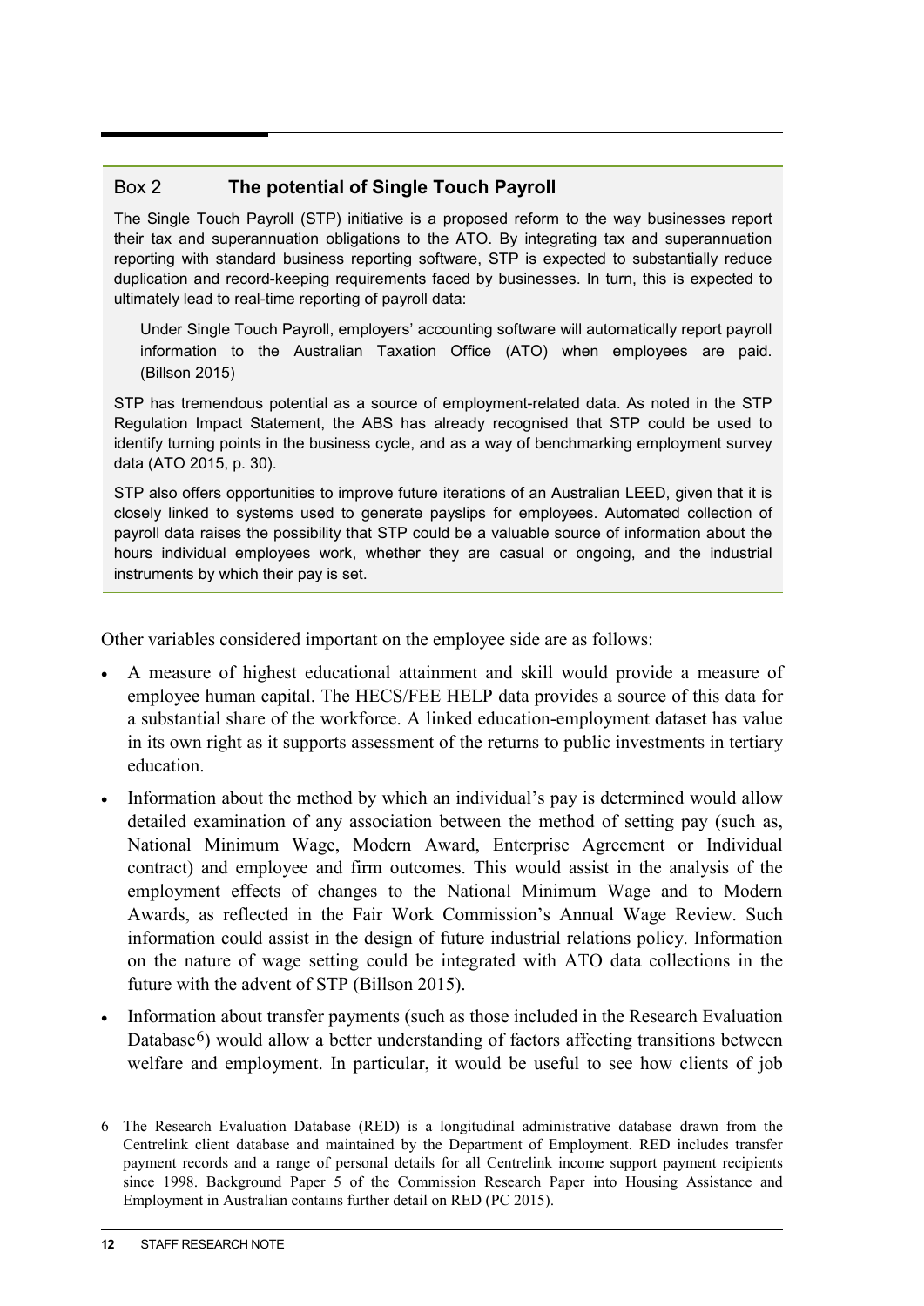### Box 2 **The potential of Single Touch Payroll**

The Single Touch Payroll (STP) initiative is a proposed reform to the way businesses report their tax and superannuation obligations to the ATO. By integrating tax and superannuation reporting with standard business reporting software, STP is expected to substantially reduce duplication and record-keeping requirements faced by businesses. In turn, this is expected to ultimately lead to real-time reporting of payroll data:

> Under Single Touch Payroll, employers' accounting software will automatically report payroll information to the Australian Taxation Office (ATO) when employees are paid. (Billson 2015)

STP has tremendous potential as a source of employment-related data. As noted in the STP Regulation Impact Statement, the ABS has already recognised that STP could be used to identify turning points in the business cycle, and as a way of benchmarking employment survey data (ATO 2015, p. 30).

STP also offers opportunities to improve future iterations of an Australian LEED, given that it is closely linked to systems used to generate payslips for employees. Automated collection of payroll data raises the possibility that STP could be a valuable source of information about the hours individual employees work, whether they are casual or ongoing, and the industrial instruments by which their pay is set.

Other variables considered important on the employee side are as follows:

- A measure of highest educational attainment and skill would provide a measure of employee human capital. The HECS/FEE HELP data provides a source of this data for a substantial share of the workforce. A linked education-employment dataset has value in its own right as it supports assessment of the returns to public investments in tertiary education.
- Information about the method by which an individual's pay is determined would allow detailed examination of any association between the method of setting pay (such as, National Minimum Wage, Modern Award, Enterprise Agreement or Individual contract) and employee and firm outcomes. This would assist in the analysis of the employment effects of changes to the National Minimum Wage and to Modern Awards, as reflected in the Fair Work Commission's Annual Wage Review. Such information could assist in the design of future industrial relations policy. Information on the nature of wage setting could be integrated with ATO data collections in the future with the advent of STP (Billson 2015).
- Information about transfer payments (such as those included in the Research Evaluation Database[6]) would allow a better understanding of factors affecting transitions between welfare and employment. In particular, it would be useful to see how clients of job

---

[6] The Research Evaluation Database (RED) is a longitudinal administrative database drawn from the Centrelink client database and maintained by the Department of Employment. RED includes transfer payment records and a range of personal details for all Centrelink income support payment recipients since 1998. Background Paper 5 of the Commission Research Paper into Housing Assistance and Employment in Australian contains further detail on RED (PC 2015).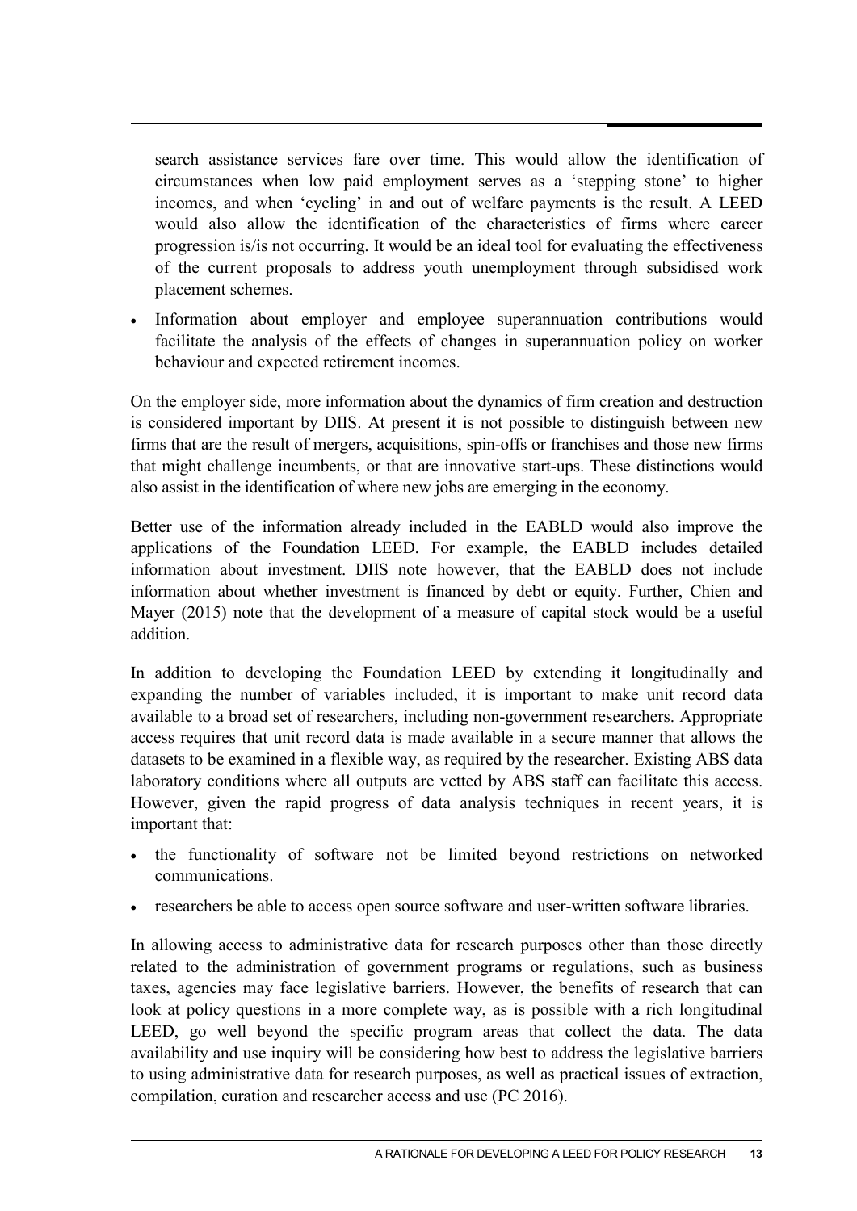search assistance services fare over time. This would allow the identification of circumstances when low paid employment serves as a 'stepping stone' to higher incomes, and when 'cycling' in and out of welfare payments is the result. A LEED would also allow the identification of the characteristics of firms where career progression is/is not occurring. It would be an ideal tool for evaluating the effectiveness of the current proposals to address youth unemployment through subsidised work placement schemes.

- Information about employer and employee superannuation contributions would facilitate the analysis of the effects of changes in superannuation policy on worker behaviour and expected retirement incomes.

On the employer side, more information about the dynamics of firm creation and destruction is considered important by DIIS. At present it is not possible to distinguish between new firms that are the result of mergers, acquisitions, spin-offs or franchises and those new firms that might challenge incumbents, or that are innovative start-ups. These distinctions would also assist in the identification of where new jobs are emerging in the economy.

Better use of the information already included in the EABLD would also improve the applications of the Foundation LEED. For example, the EABLD includes detailed information about investment. DIIS note however, that the EABLD does not include information about whether investment is financed by debt or equity. Further, Chien and Mayer (2015) note that the development of a measure of capital stock would be a useful addition.

In addition to developing the Foundation LEED by extending it longitudinally and expanding the number of variables included, it is important to make unit record data available to a broad set of researchers, including non-government researchers. Appropriate access requires that unit record data is made available in a secure manner that allows the datasets to be examined in a flexible way, as required by the researcher. Existing ABS data laboratory conditions where all outputs are vetted by ABS staff can facilitate this access. However, given the rapid progress of data analysis techniques in recent years, it is important that:

- the functionality of software not be limited beyond restrictions on networked communications.
- researchers be able to access open source software and user-written software libraries.

In allowing access to administrative data for research purposes other than those directly related to the administration of government programs or regulations, such as business taxes, agencies may face legislative barriers. However, the benefits of research that can look at policy questions in a more complete way, as is possible with a rich longitudinal LEED, go well beyond the specific program areas that collect the data. The data availability and use inquiry will be considering how best to address the legislative barriers to using administrative data for research purposes, as well as practical issues of extraction, compilation, curation and researcher access and use (PC 2016).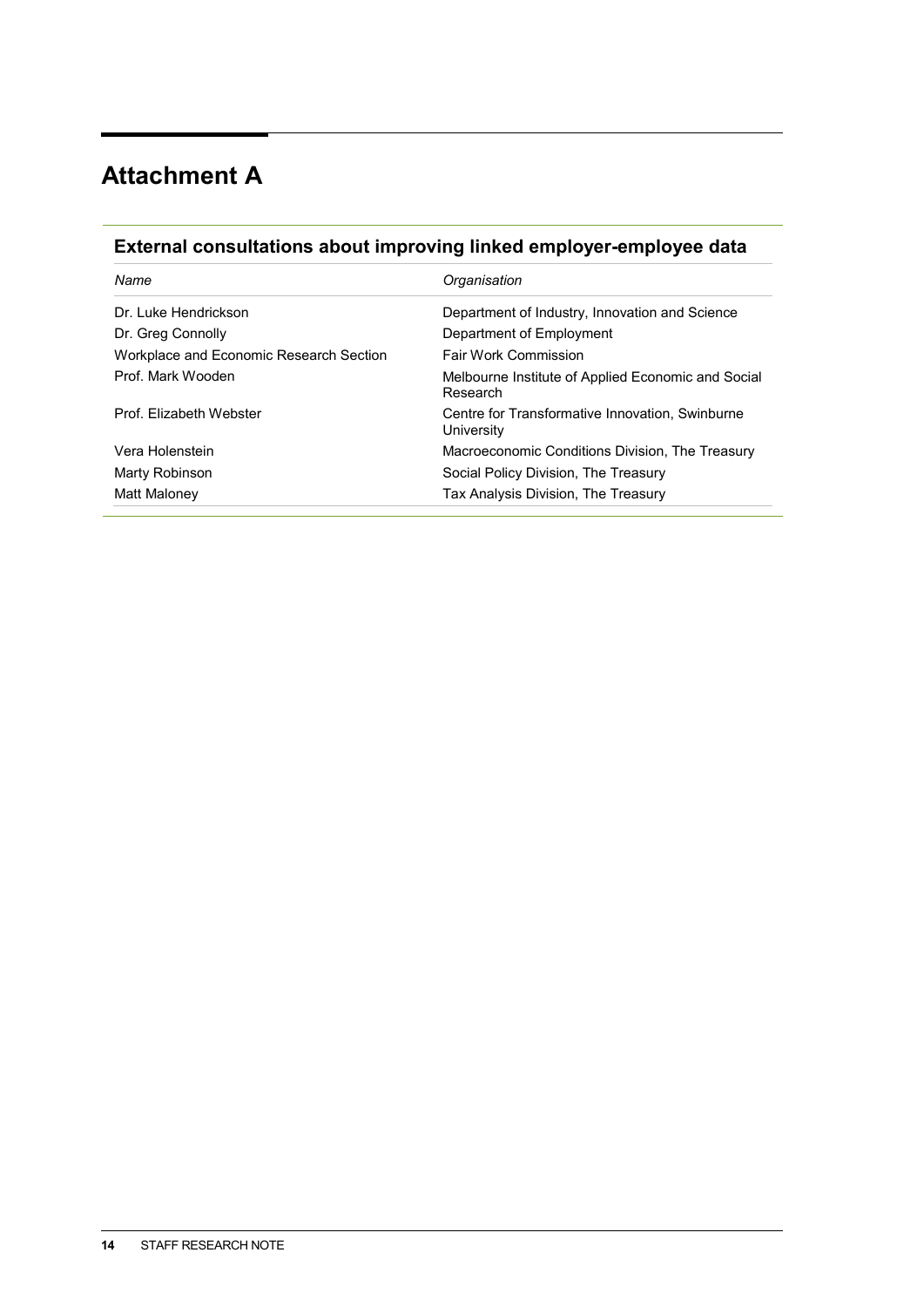# Attachment A

## External consultations about improving linked employer-employee data

| *Name* | *Organisation* |
| --- | --- |
| Dr. Luke Hendrickson | Department of Industry, Innovation and Science |
| Dr. Greg Connolly | Department of Employment |
| Workplace and Economic Research Section | Fair Work Commission |
| Prof. Mark Wooden | Melbourne Institute of Applied Economic and Social Research |
| Prof. Elizabeth Webster | Centre for Transformative Innovation, Swinburne University |
| Vera Holenstein | Macroeconomic Conditions Division, The Treasury |
| Marty Robinson | Social Policy Division, The Treasury |
| Matt Maloney | Tax Analysis Division, The Treasury |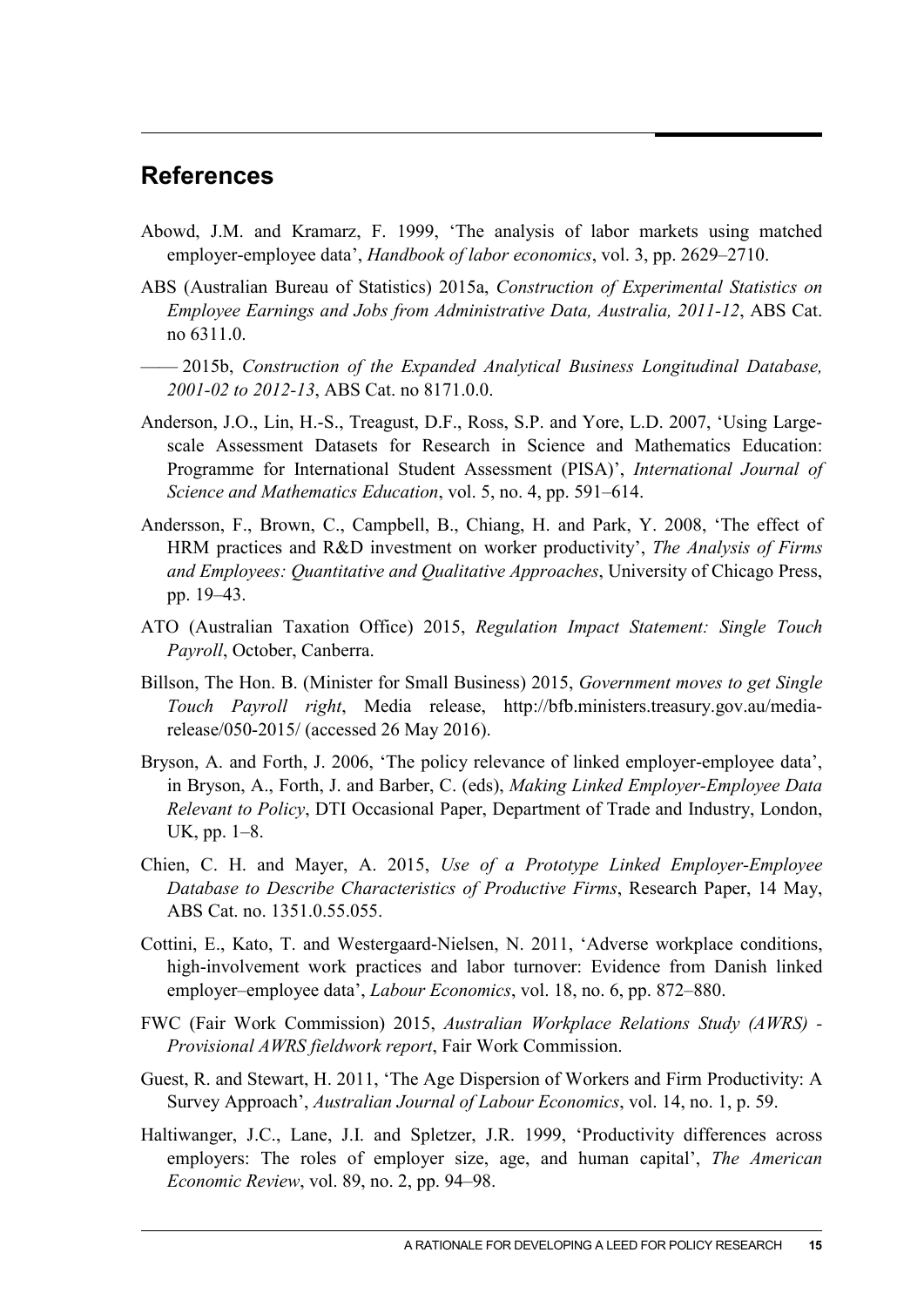## References

Abowd, J.M. and Kramarz, F. 1999, 'The analysis of labor markets using matched employer-employee data', *Handbook of labor economics*, vol. 3, pp. 2629–2710.

ABS (Australian Bureau of Statistics) 2015a, *Construction of Experimental Statistics on Employee Earnings and Jobs from Administrative Data, Australia, 2011-12*, ABS Cat. no 6311.0.

—— 2015b, *Construction of the Expanded Analytical Business Longitudinal Database, 2001-02 to 2012-13*, ABS Cat. no 8171.0.0.

Anderson, J.O., Lin, H.-S., Treagust, D.F., Ross, S.P. and Yore, L.D. 2007, 'Using Large-scale Assessment Datasets for Research in Science and Mathematics Education: Programme for International Student Assessment (PISA)', *International Journal of Science and Mathematics Education*, vol. 5, no. 4, pp. 591–614.

Andersson, F., Brown, C., Campbell, B., Chiang, H. and Park, Y. 2008, 'The effect of HRM practices and R&D investment on worker productivity', *The Analysis of Firms and Employees: Quantitative and Qualitative Approaches*, University of Chicago Press, pp. 19–43.

ATO (Australian Taxation Office) 2015, *Regulation Impact Statement: Single Touch Payroll*, October, Canberra.

Billson, The Hon. B. (Minister for Small Business) 2015, *Government moves to get Single Touch Payroll right*, Media release, http://bfb.ministers.treasury.gov.au/media-release/050-2015/ (accessed 26 May 2016).

Bryson, A. and Forth, J. 2006, 'The policy relevance of linked employer-employee data', in Bryson, A., Forth, J. and Barber, C. (eds), *Making Linked Employer-Employee Data Relevant to Policy*, DTI Occasional Paper, Department of Trade and Industry, London, UK, pp. 1–8.

Chien, C. H. and Mayer, A. 2015, *Use of a Prototype Linked Employer-Employee Database to Describe Characteristics of Productive Firms*, Research Paper, 14 May, ABS Cat. no. 1351.0.55.055.

Cottini, E., Kato, T. and Westergaard-Nielsen, N. 2011, 'Adverse workplace conditions, high-involvement work practices and labor turnover: Evidence from Danish linked employer–employee data', *Labour Economics*, vol. 18, no. 6, pp. 872–880.

FWC (Fair Work Commission) 2015, *Australian Workplace Relations Study (AWRS) - Provisional AWRS fieldwork report*, Fair Work Commission.

Guest, R. and Stewart, H. 2011, 'The Age Dispersion of Workers and Firm Productivity: A Survey Approach', *Australian Journal of Labour Economics*, vol. 14, no. 1, p. 59.

Haltiwanger, J.C., Lane, J.I. and Spletzer, J.R. 1999, 'Productivity differences across employers: The roles of employer size, age, and human capital', *The American Economic Review*, vol. 89, no. 2, pp. 94–98.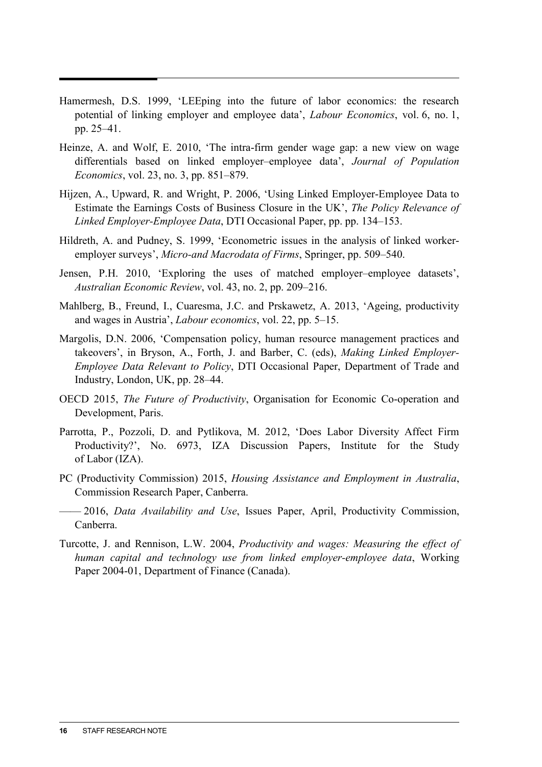Hamermesh, D.S. 1999, 'LEEping into the future of labor economics: the research potential of linking employer and employee data', *Labour Economics*, vol. 6, no. 1, pp. 25–41.

Heinze, A. and Wolf, E. 2010, 'The intra-firm gender wage gap: a new view on wage differentials based on linked employer–employee data', *Journal of Population Economics*, vol. 23, no. 3, pp. 851–879.

Hijzen, A., Upward, R. and Wright, P. 2006, 'Using Linked Employer-Employee Data to Estimate the Earnings Costs of Business Closure in the UK', *The Policy Relevance of Linked Employer-Employee Data*, DTI Occasional Paper, pp. pp. 134–153.

Hildreth, A. and Pudney, S. 1999, 'Econometric issues in the analysis of linked worker-employer surveys', *Micro-and Macrodata of Firms*, Springer, pp. 509–540.

Jensen, P.H. 2010, 'Exploring the uses of matched employer–employee datasets', *Australian Economic Review*, vol. 43, no. 2, pp. 209–216.

Mahlberg, B., Freund, I., Cuaresma, J.C. and Prskawetz, A. 2013, 'Ageing, productivity and wages in Austria', *Labour economics*, vol. 22, pp. 5–15.

Margolis, D.N. 2006, 'Compensation policy, human resource management practices and takeovers', in Bryson, A., Forth, J. and Barber, C. (eds), *Making Linked Employer-Employee Data Relevant to Policy*, DTI Occasional Paper, Department of Trade and Industry, London, UK, pp. 28–44.

OECD 2015, *The Future of Productivity*, Organisation for Economic Co-operation and Development, Paris.

Parrotta, P., Pozzoli, D. and Pytlikova, M. 2012, 'Does Labor Diversity Affect Firm Productivity?', No. 6973, IZA Discussion Papers, Institute for the Study of Labor (IZA).

PC (Productivity Commission) 2015, *Housing Assistance and Employment in Australia*, Commission Research Paper, Canberra.

—— 2016, *Data Availability and Use*, Issues Paper, April, Productivity Commission, Canberra.

Turcotte, J. and Rennison, L.W. 2004, *Productivity and wages: Measuring the effect of human capital and technology use from linked employer-employee data*, Working Paper 2004-01, Department of Finance (Canada).